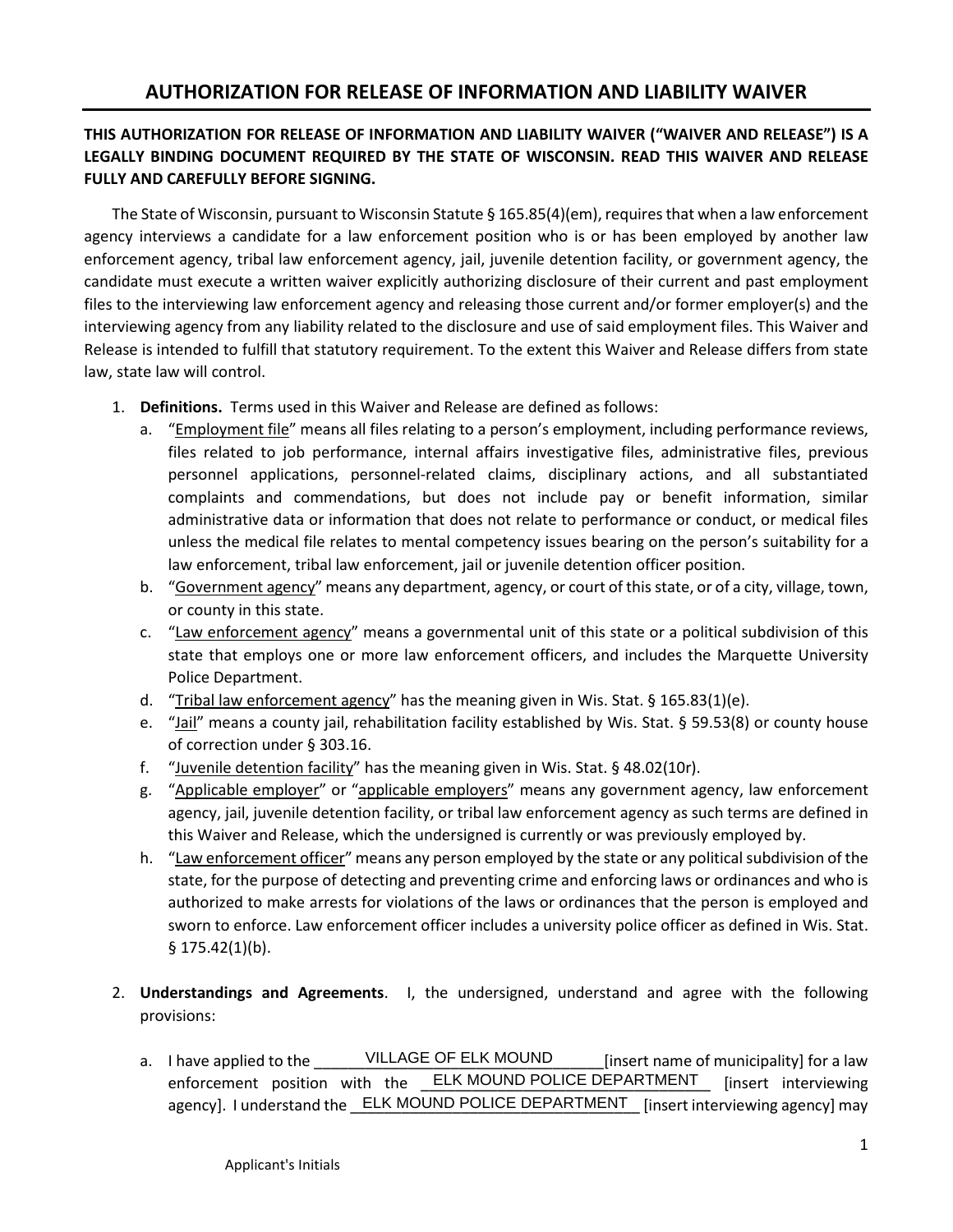# AUTHORIZATION FOR RELEASE OF INFORMATION AND LIABILITY WAIVER

**THIS AUTHORIZATION FOR RELEASE OF INFORMATION AND LIABILITY WAIVER ("WAIVER AND RELEASE") IS A LEGALLY BINDING DOCUMENT REQUIRED BY THE STATE OF WISCONSIN. READ THIS WAIVER AND RELEASE FULLY AND CAREFULLY BEFORE SIGNING.**

The State of Wisconsin, pursuant to Wisconsin Statute § 165.85(4)(em), requires that when a law enforcement agency interviews a candidate for a law enforcement position who is or has been employed by another law enforcement agency, tribal law enforcement agency, jail, juvenile detention facility, or government agency, the candidate must execute a written waiver explicitly authorizing disclosure of their current and past employment files to the interviewing law enforcement agency and releasing those current and/or former employer(s) and the interviewing agency from any liability related to the disclosure and use of said employment files. This Waiver and Release is intended to fulfill that statutory requirement. To the extent this Waiver and Release differs from state law, state law will control.

1. **Definitions.** Terms used in this Waiver and Release are defined as follows:
   a. "Employment file" means all files relating to a person's employment, including performance reviews, files related to job performance, internal affairs investigative files, administrative files, previous personnel applications, personnel-related claims, disciplinary actions, and all substantiated complaints and commendations, but does not include pay or benefit information, similar administrative data or information that does not relate to performance or conduct, or medical files unless the medical file relates to mental competency issues bearing on the person's suitability for a law enforcement, tribal law enforcement, jail or juvenile detention officer position.
   b. "Government agency" means any department, agency, or court of this state, or of a city, village, town, or county in this state.
   c. "Law enforcement agency" means a governmental unit of this state or a political subdivision of this state that employs one or more law enforcement officers, and includes the Marquette University Police Department.
   d. "Tribal law enforcement agency" has the meaning given in Wis. Stat. § 165.83(1)(e).
   e. "Jail" means a county jail, rehabilitation facility established by Wis. Stat. § 59.53(8) or county house of correction under § 303.16.
   f. "Juvenile detention facility" has the meaning given in Wis. Stat. § 48.02(10r).
   g. "Applicable employer" or "applicable employers" means any government agency, law enforcement agency, jail, juvenile detention facility, or tribal law enforcement agency as such terms are defined in this Waiver and Release, which the undersigned is currently or was previously employed by.
   h. "Law enforcement officer" means any person employed by the state or any political subdivision of the state, for the purpose of detecting and preventing crime and enforcing laws or ordinances and who is authorized to make arrests for violations of the laws or ordinances that the person is employed and sworn to enforce. Law enforcement officer includes a university police officer as defined in Wis. Stat. § 175.42(1)(b).

2. **Understandings and Agreements**. I, the undersigned, understand and agree with the following provisions:

   a. I have applied to the VILLAGE OF ELK MOUND [insert name of municipality] for a law enforcement position with the ELK MOUND POLICE DEPARTMENT [insert interviewing agency]. I understand the ELK MOUND POLICE DEPARTMENT [insert interviewing agency] may

Applicant's Initials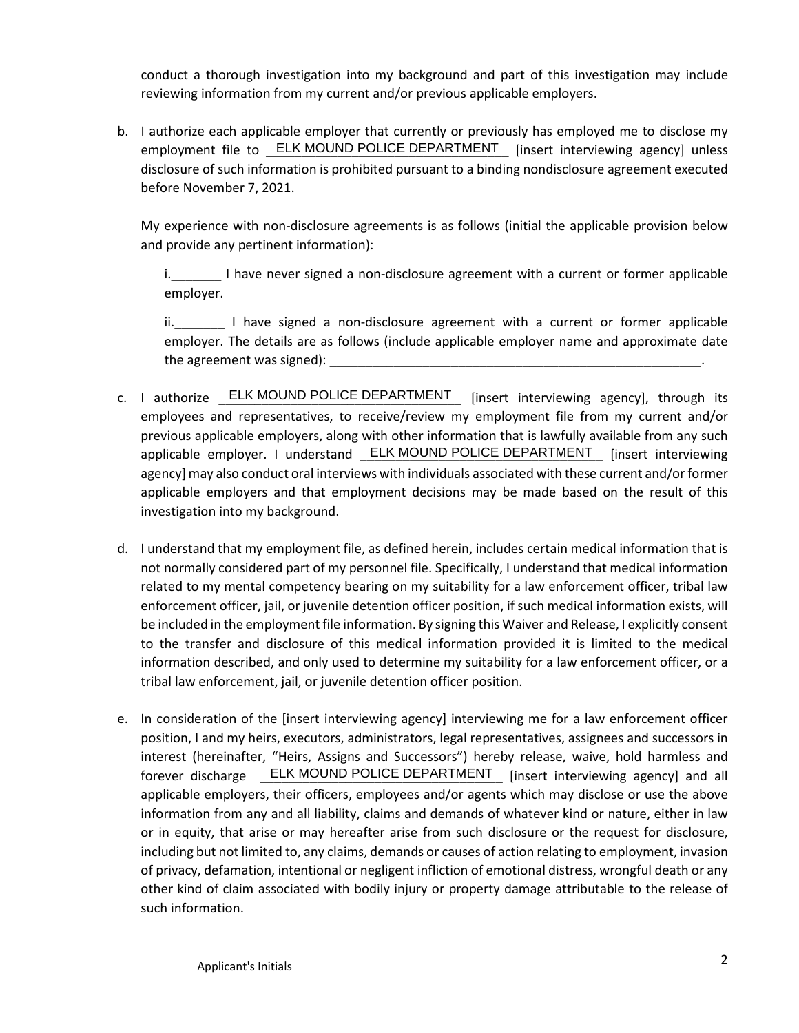conduct a thorough investigation into my background and part of this investigation may include reviewing information from my current and/or previous applicable employers.

b. I authorize each applicable employer that currently or previously has employed me to disclose my employment file to ELK MOUND POLICE DEPARTMENT [insert interviewing agency] unless disclosure of such information is prohibited pursuant to a binding nondisclosure agreement executed before November 7, 2021.

   My experience with non-disclosure agreements is as follows (initial the applicable provision below and provide any pertinent information):

   i._______ I have never signed a non-disclosure agreement with a current or former applicable employer.

   ii._______ I have signed a non-disclosure agreement with a current or former applicable employer. The details are as follows (include applicable employer name and approximate date the agreement was signed): ______________________________________________________.

c. I authorize ELK MOUND POLICE DEPARTMENT [insert interviewing agency], through its employees and representatives, to receive/review my employment file from my current and/or previous applicable employers, along with other information that is lawfully available from any such applicable employer. I understand ELK MOUND POLICE DEPARTMENT [insert interviewing agency] may also conduct oral interviews with individuals associated with these current and/or former applicable employers and that employment decisions may be made based on the result of this investigation into my background.

d. I understand that my employment file, as defined herein, includes certain medical information that is not normally considered part of my personnel file. Specifically, I understand that medical information related to my mental competency bearing on my suitability for a law enforcement officer, tribal law enforcement officer, jail, or juvenile detention officer position, if such medical information exists, will be included in the employment file information. By signing this Waiver and Release, I explicitly consent to the transfer and disclosure of this medical information provided it is limited to the medical information described, and only used to determine my suitability for a law enforcement officer, or a tribal law enforcement, jail, or juvenile detention officer position.

e. In consideration of the [insert interviewing agency] interviewing me for a law enforcement officer position, I and my heirs, executors, administrators, legal representatives, assignees and successors in interest (hereinafter, "Heirs, Assigns and Successors") hereby release, waive, hold harmless and forever discharge ELK MOUND POLICE DEPARTMENT [insert interviewing agency] and all applicable employers, their officers, employees and/or agents which may disclose or use the above information from any and all liability, claims and demands of whatever kind or nature, either in law or in equity, that arise or may hereafter arise from such disclosure or the request for disclosure, including but not limited to, any claims, demands or causes of action relating to employment, invasion of privacy, defamation, intentional or negligent infliction of emotional distress, wrongful death or any other kind of claim associated with bodily injury or property damage attributable to the release of such information.

Applicant's Initials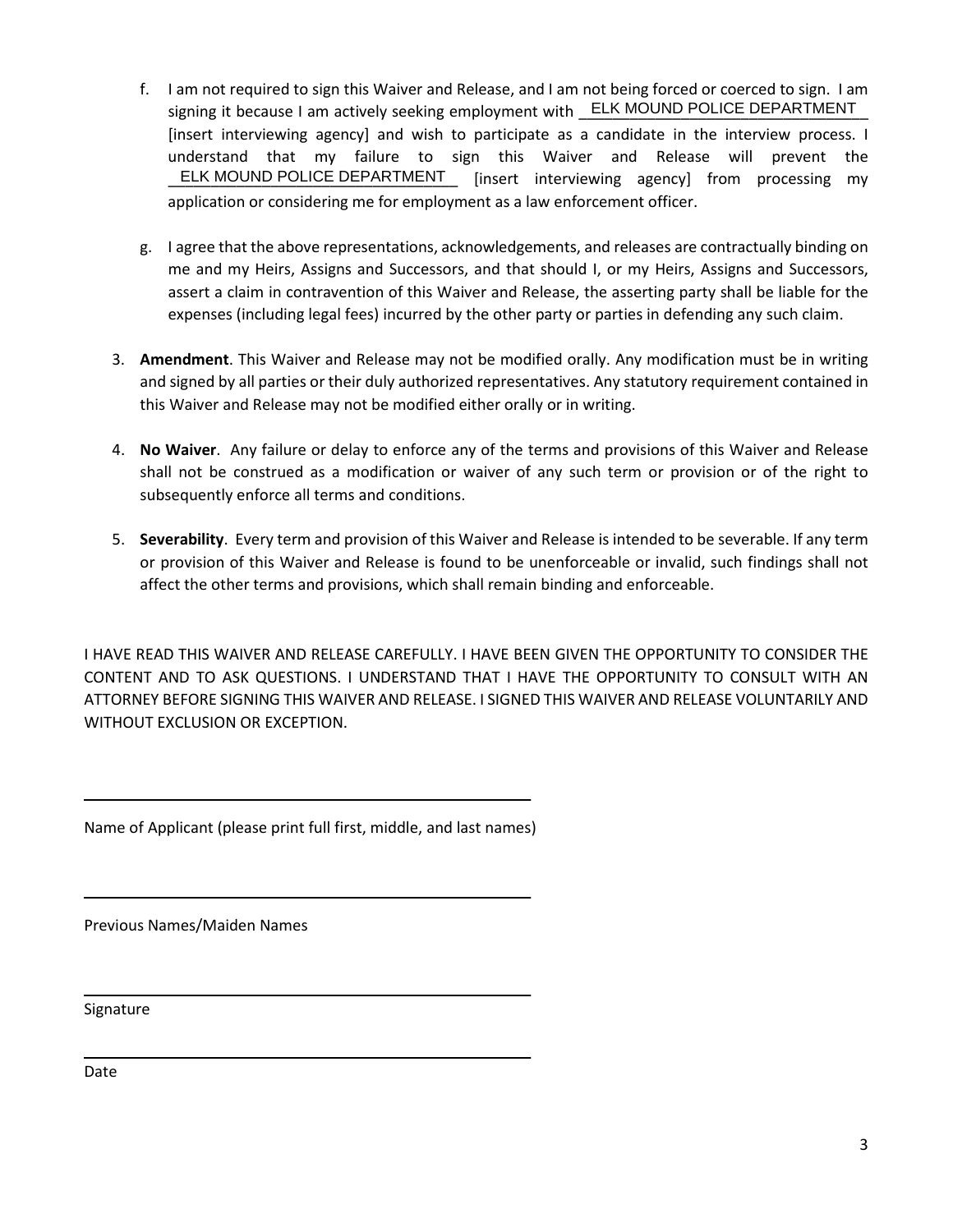f. I am not required to sign this Waiver and Release, and I am not being forced or coerced to sign. I am signing it because I am actively seeking employment with ELK MOUND POLICE DEPARTMENT [insert interviewing agency] and wish to participate as a candidate in the interview process. I understand that my failure to sign this Waiver and Release will prevent the ELK MOUND POLICE DEPARTMENT [insert interviewing agency] from processing my application or considering me for employment as a law enforcement officer.

g. I agree that the above representations, acknowledgements, and releases are contractually binding on me and my Heirs, Assigns and Successors, and that should I, or my Heirs, Assigns and Successors, assert a claim in contravention of this Waiver and Release, the asserting party shall be liable for the expenses (including legal fees) incurred by the other party or parties in defending any such claim.

3. **Amendment**. This Waiver and Release may not be modified orally. Any modification must be in writing and signed by all parties or their duly authorized representatives. Any statutory requirement contained in this Waiver and Release may not be modified either orally or in writing.

4. **No Waiver**. Any failure or delay to enforce any of the terms and provisions of this Waiver and Release shall not be construed as a modification or waiver of any such term or provision or of the right to subsequently enforce all terms and conditions.

5. **Severability**. Every term and provision of this Waiver and Release is intended to be severable. If any term or provision of this Waiver and Release is found to be unenforceable or invalid, such findings shall not affect the other terms and provisions, which shall remain binding and enforceable.

I HAVE READ THIS WAIVER AND RELEASE CAREFULLY. I HAVE BEEN GIVEN THE OPPORTUNITY TO CONSIDER THE CONTENT AND TO ASK QUESTIONS. I UNDERSTAND THAT I HAVE THE OPPORTUNITY TO CONSULT WITH AN ATTORNEY BEFORE SIGNING THIS WAIVER AND RELEASE. I SIGNED THIS WAIVER AND RELEASE VOLUNTARILY AND WITHOUT EXCLUSION OR EXCEPTION.

\_\_\_\_\_\_\_\_\_\_\_\_\_\_\_\_\_\_\_\_\_\_\_\_\_\_\_\_\_\_\_\_\_\_\_\_\_\_\_\_\_\_\_\_

Name of Applicant (please print full first, middle, and last names)

\_\_\_\_\_\_\_\_\_\_\_\_\_\_\_\_\_\_\_\_\_\_\_\_\_\_\_\_\_\_\_\_\_\_\_\_\_\_\_\_\_\_\_\_

Previous Names/Maiden Names

\_\_\_\_\_\_\_\_\_\_\_\_\_\_\_\_\_\_\_\_\_\_\_\_\_\_\_\_\_\_\_\_\_\_\_\_\_\_\_\_\_\_\_\_

Signature

\_\_\_\_\_\_\_\_\_\_\_\_\_\_\_\_\_\_\_\_\_\_\_\_\_\_\_\_\_\_\_\_\_\_\_\_\_\_\_\_\_\_\_\_

Date